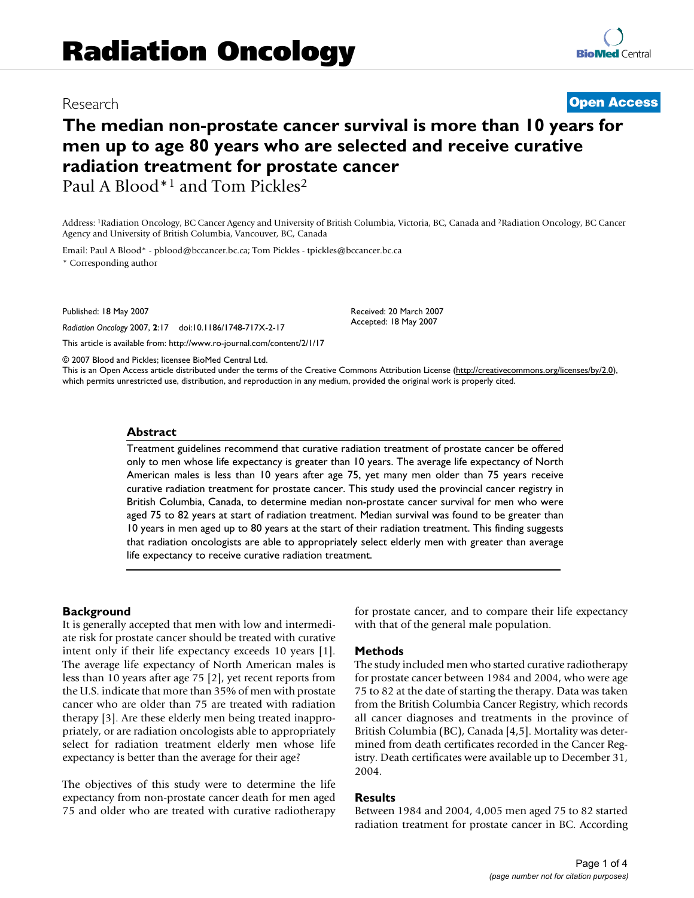# Radiation Oncology

Research

**Open Access**

# The median non-prostate cancer survival is more than 10 years for men up to age 80 years who are selected and receive curative radiation treatment for prostate cancer

Paul A Blood*[1] and Tom Pickles[2]

Address: [1]Radiation Oncology, BC Cancer Agency and University of British Columbia, Victoria, BC, Canada and [2]Radiation Oncology, BC Cancer Agency and University of British Columbia, Vancouver, BC, Canada

Email: Paul A Blood* - pblood@bccancer.bc.ca; Tom Pickles - tpickles@bccancer.bc.ca

\* Corresponding author

Published: 18 May 2007

*Radiation Oncology* 2007, **2**:17 doi:10.1186/1748-717X-2-17

Received: 20 March 2007

Accepted: 18 May 2007

This article is available from: http://www.ro-journal.com/content/2/1/17

© 2007 Blood and Pickles; licensee BioMed Central Ltd.

This is an Open Access article distributed under the terms of the Creative Commons Attribution License (http://creativecommons.org/licenses/by/2.0), which permits unrestricted use, distribution, and reproduction in any medium, provided the original work is properly cited.

## Abstract

Treatment guidelines recommend that curative radiation treatment of prostate cancer be offered only to men whose life expectancy is greater than 10 years. The average life expectancy of North American males is less than 10 years after age 75, yet many men older than 75 years receive curative radiation treatment for prostate cancer. This study used the provincial cancer registry in British Columbia, Canada, to determine median non-prostate cancer survival for men who were aged 75 to 82 years at start of radiation treatment. Median survival was found to be greater than 10 years in men aged up to 80 years at the start of their radiation treatment. This finding suggests that radiation oncologists are able to appropriately select elderly men with greater than average life expectancy to receive curative radiation treatment.

## Background

It is generally accepted that men with low and intermediate risk for prostate cancer should be treated with curative intent only if their life expectancy exceeds 10 years [1]. The average life expectancy of North American males is less than 10 years after age 75 [2], yet recent reports from the U.S. indicate that more than 35% of men with prostate cancer who are older than 75 are treated with radiation therapy [3]. Are these elderly men being treated inappropriately, or are radiation oncologists able to appropriately select for radiation treatment elderly men whose life expectancy is better than the average for their age?

The objectives of this study were to determine the life expectancy from non-prostate cancer death for men aged 75 and older who are treated with curative radiotherapy for prostate cancer, and to compare their life expectancy with that of the general male population.

## Methods

The study included men who started curative radiotherapy for prostate cancer between 1984 and 2004, who were age 75 to 82 at the date of starting the therapy. Data was taken from the British Columbia Cancer Registry, which records all cancer diagnoses and treatments in the province of British Columbia (BC), Canada [4,5]. Mortality was determined from death certificates recorded in the Cancer Registry. Death certificates were available up to December 31, 2004.

## Results

Between 1984 and 2004, 4,005 men aged 75 to 82 started radiation treatment for prostate cancer in BC. According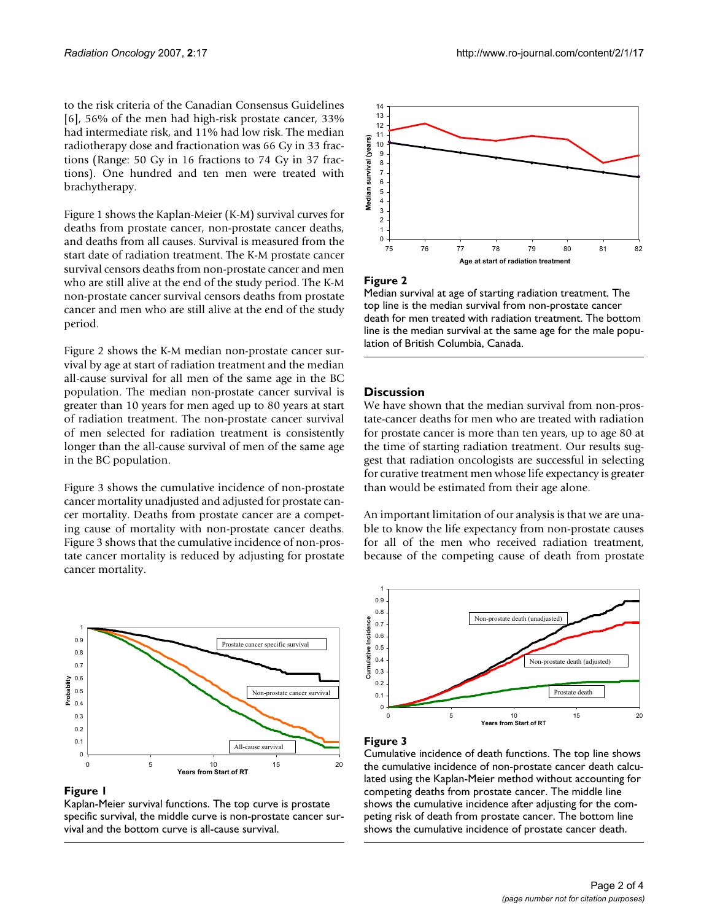to the risk criteria of the Canadian Consensus Guidelines [6], 56% of the men had high-risk prostate cancer, 33% had intermediate risk, and 11% had low risk. The median radiotherapy dose and fractionation was 66 Gy in 33 fractions (Range: 50 Gy in 16 fractions to 74 Gy in 37 fractions). One hundred and ten men were treated with brachytherapy.

Figure 1 shows the Kaplan-Meier (K-M) survival curves for deaths from prostate cancer, non-prostate cancer deaths, and deaths from all causes. Survival is measured from the start date of radiation treatment. The K-M prostate cancer survival censors deaths from non-prostate cancer and men who are still alive at the end of the study period. The K-M non-prostate cancer survival censors deaths from prostate cancer and men who are still alive at the end of the study period.

Figure 2 shows the K-M median non-prostate cancer survival by age at start of radiation treatment and the median all-cause survival for all men of the same age in the BC population. The median non-prostate cancer survival is greater than 10 years for men aged up to 80 years at start of radiation treatment. The non-prostate cancer survival of men selected for radiation treatment is consistently longer than the all-cause survival of men of the same age in the BC population.

Figure 3 shows the cumulative incidence of non-prostate cancer mortality unadjusted and adjusted for prostate cancer mortality. Deaths from prostate cancer are a competing cause of mortality with non-prostate cancer deaths. Figure 3 shows that the cumulative incidence of non-prostate cancer mortality is reduced by adjusting for prostate cancer mortality.

**Figure 1**

Kaplan-Meier survival functions. The top curve is prostate specific survival, the middle curve is non-prostate cancer survival and the bottom curve is all-cause survival.

**Figure 2**

Median survival at age of starting radiation treatment. The top line is the median survival from non-prostate cancer death for men treated with radiation treatment. The bottom line is the median survival at the same age for the male population of British Columbia, Canada.

## Discussion

We have shown that the median survival from non-prostate-cancer deaths for men who are treated with radiation for prostate cancer is more than ten years, up to age 80 at the time of starting radiation treatment. Our results suggest that radiation oncologists are successful in selecting for curative treatment men whose life expectancy is greater than would be estimated from their age alone.

An important limitation of our analysis is that we are unable to know the life expectancy from non-prostate causes for all of the men who received radiation treatment, because of the competing cause of death from prostate

**Figure 3**

Cumulative incidence of death functions. The top line shows the cumulative incidence of non-prostate cancer death calculated using the Kaplan-Meier method without accounting for competing deaths from prostate cancer. The middle line shows the cumulative incidence after adjusting for the competing risk of death from prostate cancer. The bottom line shows the cumulative incidence of prostate cancer death.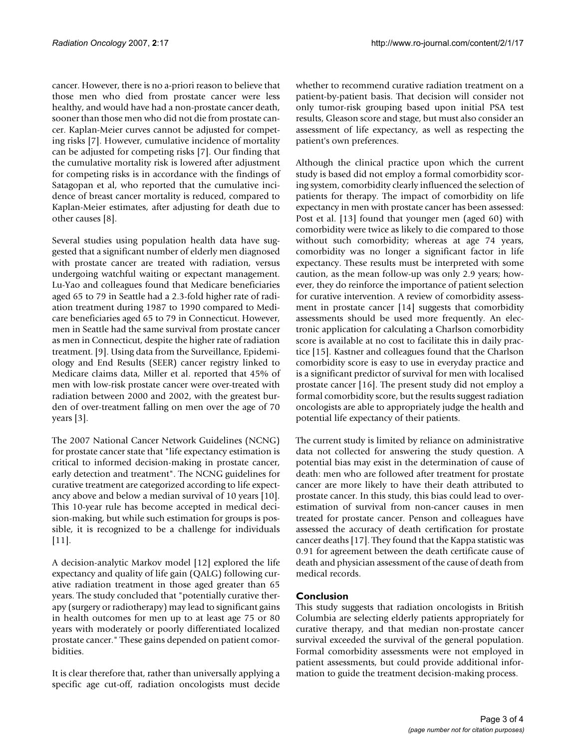cancer. However, there is no a-priori reason to believe that those men who died from prostate cancer were less healthy, and would have had a non-prostate cancer death, sooner than those men who did not die from prostate cancer. Kaplan-Meier curves cannot be adjusted for competing risks [7]. However, cumulative incidence of mortality can be adjusted for competing risks [7]. Our finding that the cumulative mortality risk is lowered after adjustment for competing risks is in accordance with the findings of Satagopan et al, who reported that the cumulative incidence of breast cancer mortality is reduced, compared to Kaplan-Meier estimates, after adjusting for death due to other causes [8].

Several studies using population health data have suggested that a significant number of elderly men diagnosed with prostate cancer are treated with radiation, versus undergoing watchful waiting or expectant management. Lu-Yao and colleagues found that Medicare beneficiaries aged 65 to 79 in Seattle had a 2.3-fold higher rate of radiation treatment during 1987 to 1990 compared to Medicare beneficiaries aged 65 to 79 in Connecticut. However, men in Seattle had the same survival from prostate cancer as men in Connecticut, despite the higher rate of radiation treatment. [9]. Using data from the Surveillance, Epidemiology and End Results (SEER) cancer registry linked to Medicare claims data, Miller et al. reported that 45% of men with low-risk prostate cancer were over-treated with radiation between 2000 and 2002, with the greatest burden of over-treatment falling on men over the age of 70 years [3].

The 2007 National Cancer Network Guidelines (NCNG) for prostate cancer state that "life expectancy estimation is critical to informed decision-making in prostate cancer, early detection and treatment". The NCNG guidelines for curative treatment are categorized according to life expectancy above and below a median survival of 10 years [10]. This 10-year rule has become accepted in medical decision-making, but while such estimation for groups is possible, it is recognized to be a challenge for individuals [11].

A decision-analytic Markov model [12] explored the life expectancy and quality of life gain (QALG) following curative radiation treatment in those aged greater than 65 years. The study concluded that "potentially curative therapy (surgery or radiotherapy) may lead to significant gains in health outcomes for men up to at least age 75 or 80 years with moderately or poorly differentiated localized prostate cancer." These gains depended on patient comorbidities.

It is clear therefore that, rather than universally applying a specific age cut-off, radiation oncologists must decide whether to recommend curative radiation treatment on a patient-by-patient basis. That decision will consider not only tumor-risk grouping based upon initial PSA test results, Gleason score and stage, but must also consider an assessment of life expectancy, as well as respecting the patient's own preferences.

Although the clinical practice upon which the current study is based did not employ a formal comorbidity scoring system, comorbidity clearly influenced the selection of patients for therapy. The impact of comorbidity on life expectancy in men with prostate cancer has been assessed: Post et al. [13] found that younger men (aged 60) with comorbidity were twice as likely to die compared to those without such comorbidity; whereas at age 74 years, comorbidity was no longer a significant factor in life expectancy. These results must be interpreted with some caution, as the mean follow-up was only 2.9 years; however, they do reinforce the importance of patient selection for curative intervention. A review of comorbidity assessment in prostate cancer [14] suggests that comorbidity assessments should be used more frequently. An electronic application for calculating a Charlson comorbidity score is available at no cost to facilitate this in daily practice [15]. Kastner and colleagues found that the Charlson comorbidity score is easy to use in everyday practice and is a significant predictor of survival for men with localised prostate cancer [16]. The present study did not employ a formal comorbidity score, but the results suggest radiation oncologists are able to appropriately judge the health and potential life expectancy of their patients.

The current study is limited by reliance on administrative data not collected for answering the study question. A potential bias may exist in the determination of cause of death: men who are followed after treatment for prostate cancer are more likely to have their death attributed to prostate cancer. In this study, this bias could lead to over-estimation of survival from non-cancer causes in men treated for prostate cancer. Penson and colleagues have assessed the accuracy of death certification for prostate cancer deaths [17]. They found that the Kappa statistic was 0.91 for agreement between the death certificate cause of death and physician assessment of the cause of death from medical records.

## Conclusion

This study suggests that radiation oncologists in British Columbia are selecting elderly patients appropriately for curative therapy, and that median non-prostate cancer survival exceeded the survival of the general population. Formal comorbidity assessments were not employed in patient assessments, but could provide additional information to guide the treatment decision-making process.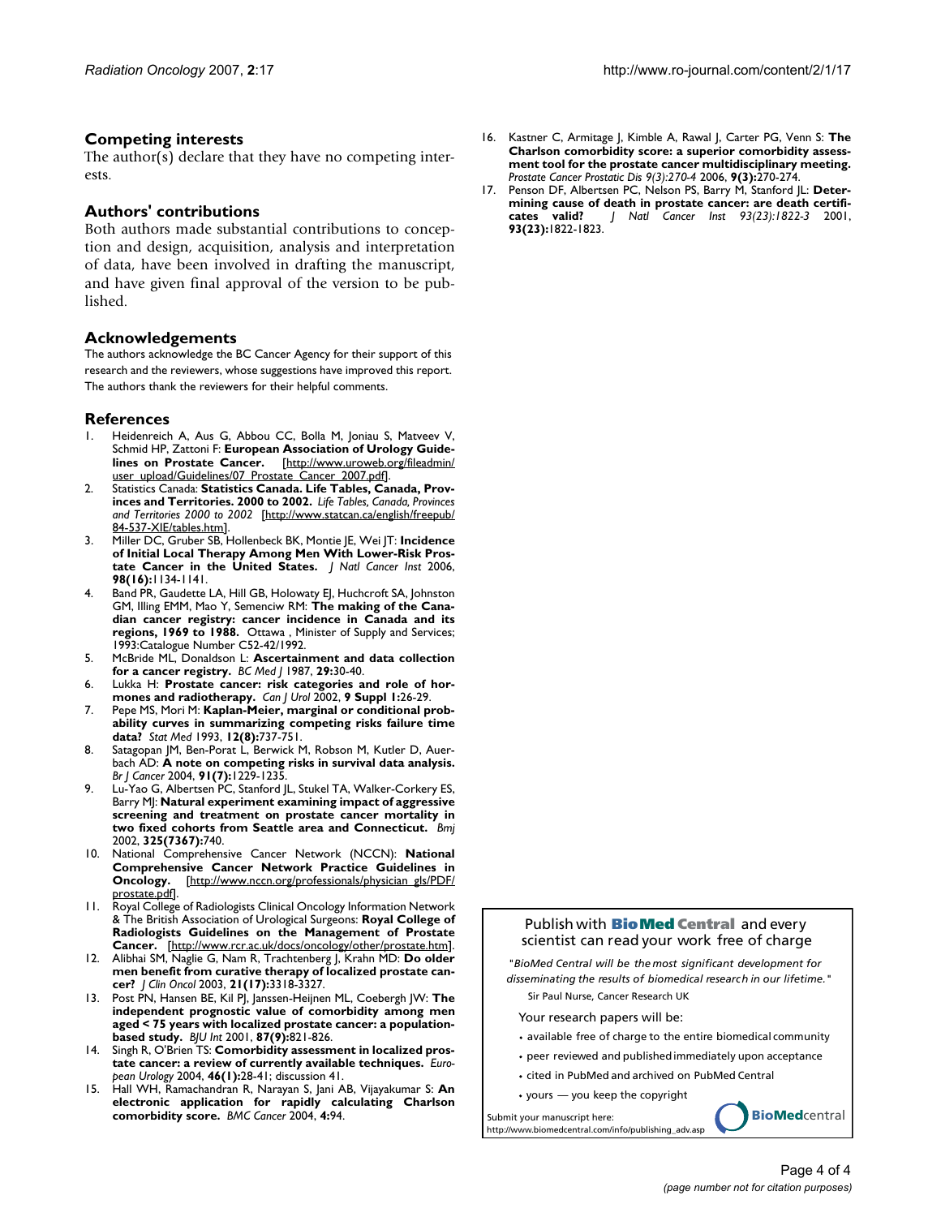## Competing interests

The author(s) declare that they have no competing interests.

## Authors' contributions

Both authors made substantial contributions to conception and design, acquisition, analysis and interpretation of data, have been involved in drafting the manuscript, and have given final approval of the version to be published.

## Acknowledgements

The authors acknowledge the BC Cancer Agency for their support of this research and the reviewers, whose suggestions have improved this report. The authors thank the reviewers for their helpful comments.

## References

1. Heidenreich A, Aus G, Abbou CC, Bolla M, Joniau S, Matveev V, Schmid HP, Zattoni F: **European Association of Urology Guidelines on Prostate Cancer.** [http://www.uroweb.org/fileadmin/user_upload/Guidelines/07_Prostate_Cancer_2007.pdf].
2. Statistics Canada: **Statistics Canada. Life Tables, Canada, Provinces and Territories. 2000 to 2002.** *Life Tables, Canada, Provinces and Territories 2000 to 2002* [http://www.statcan.ca/english/freepub/84-537-XIE/tables.htm].
3. Miller DC, Gruber SB, Hollenbeck BK, Montie JE, Wei JT: **Incidence of Initial Local Therapy Among Men With Lower-Risk Prostate Cancer in the United States.** *J Natl Cancer Inst* 2006, **98(16):**1134-1141.
4. Band PR, Gaudette LA, Hill GB, Holowaty EJ, Huchcroft SA, Johnston GM, Illing EMM, Mao Y, Semenciw RM: **The making of the Canadian cancer registry: cancer incidence in Canada and its regions, 1969 to 1988.** Ottawa , Minister of Supply and Services; 1993:Catalogue Number C52-42/1992.
5. McBride ML, Donaldson L: **Ascertainment and data collection for a cancer registry.** *BC Med J* 1987, **29:**30-40.
6. Lukka H: **Prostate cancer: risk categories and role of hormones and radiotherapy.** *Can J Urol* 2002, **9 Suppl 1:**26-29.
7. Pepe MS, Mori M: **Kaplan-Meier, marginal or conditional probability curves in summarizing competing risks failure time data?** *Stat Med* 1993, **12(8):**737-751.
8. Satagopan JM, Ben-Porat L, Berwick M, Robson M, Kutler D, Auerbach AD: **A note on competing risks in survival data analysis.** *Br J Cancer* 2004, **91(7):**1229-1235.
9. Lu-Yao G, Albertsen PC, Stanford JL, Stukel TA, Walker-Corkery ES, Barry MJ: **Natural experiment examining impact of aggressive screening and treatment on prostate cancer mortality in two fixed cohorts from Seattle area and Connecticut.** *Bmj* 2002, **325(7367):**740.
10. National Comprehensive Cancer Network (NCCN): **National Comprehensive Cancer Network Practice Guidelines in Oncology.** [http://www.nccn.org/professionals/physician_gls/PDF/prostate.pdf].
11. Royal College of Radiologists Clinical Oncology Information Network & The British Association of Urological Surgeons: **Royal College of Radiologists Guidelines on the Management of Prostate Cancer.** [http://www.rcr.ac.uk/docs/oncology/other/prostate.htm].
12. Alibhai SM, Naglie G, Nam R, Trachtenberg J, Krahn MD: **Do older men benefit from curative therapy of localized prostate cancer?** *J Clin Oncol* 2003, **21(17):**3318-3327.
13. Post PN, Hansen BE, Kil PJ, Janssen-Heijnen ML, Coebergh JW: **The independent prognostic value of comorbidity among men aged < 75 years with localized prostate cancer: a population-based study.** *BJU Int* 2001, **87(9):**821-826.
14. Singh R, O'Brien TS: **Comorbidity assessment in localized prostate cancer: a review of currently available techniques.** *European Urology* 2004, **46(1):**28-41; discussion 41.
15. Hall WH, Ramachandran R, Narayan S, Jani AB, Vijayakumar S: **An electronic application for rapidly calculating Charlson comorbidity score.** *BMC Cancer* 2004, **4:**94.
16. Kastner C, Armitage J, Kimble A, Rawal J, Carter PG, Venn S: **The Charlson comorbidity score: a superior comorbidity assessment tool for the prostate cancer multidisciplinary meeting.** *Prostate Cancer Prostatic Dis 9(3):270-4* 2006, **9(3):**270-274.
17. Penson DF, Albertsen PC, Nelson PS, Barry M, Stanford JL: **Determining cause of death in prostate cancer: are death certificates valid?** *J Natl Cancer Inst 93(23):1822-3* 2001, **93(23):**1822-1823.

Publish with **BioMed Central** and every scientist can read your work free of charge

*"BioMed Central will be the most significant development for disseminating the results of biomedical research in our lifetime."*

Sir Paul Nurse, Cancer Research UK

Your research papers will be:

- available free of charge to the entire biomedical community
- peer reviewed and published immediately upon acceptance
- cited in PubMed and archived on PubMed Central
- yours — you keep the copyright

Submit your manuscript here:
http://www.biomedcentral.com/info/publishing_adv.asp

BioMedcentral